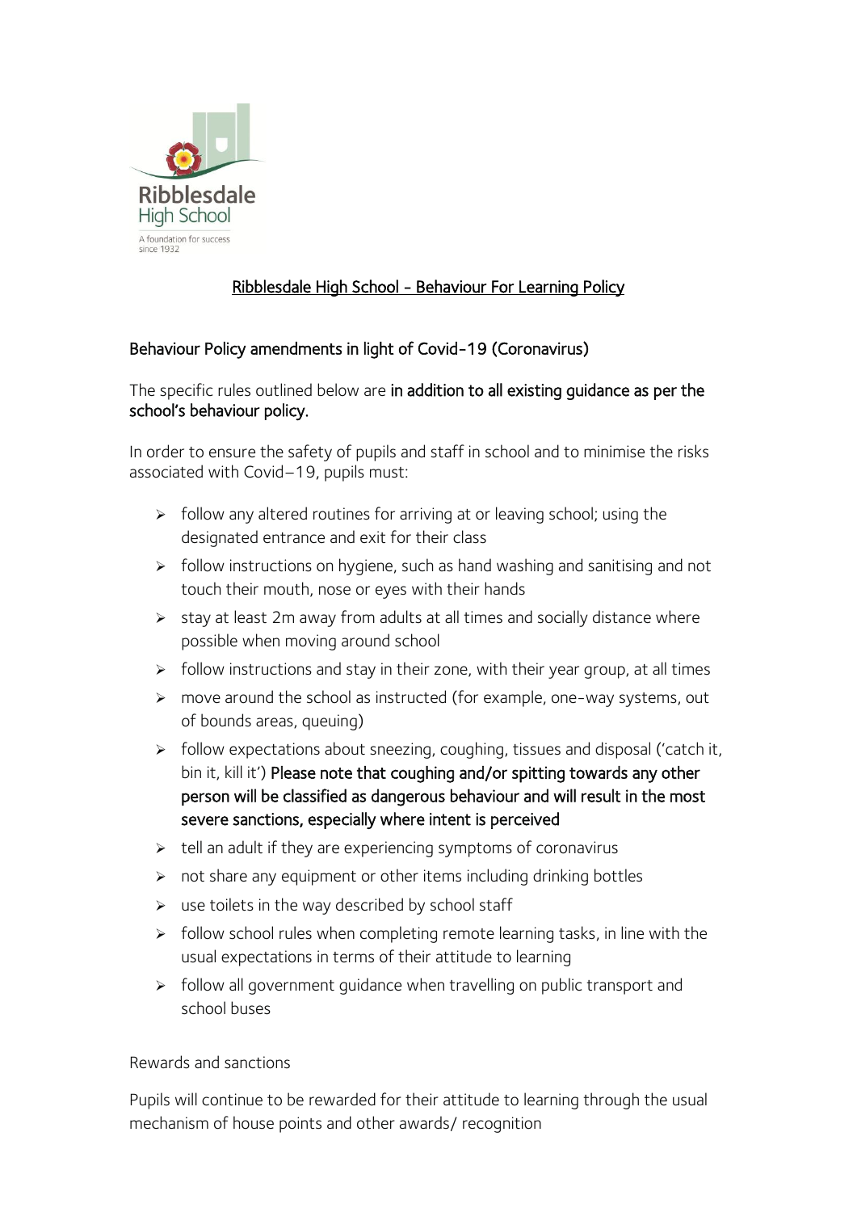Ribblesdale
High School
A foundation for success since 1932

# Ribblesdale High School - Behaviour For Learning Policy

## Behaviour Policy amendments in light of Covid-19 (Coronavirus)

The specific rules outlined below are **in addition to all existing guidance as per the school's behaviour policy.**

In order to ensure the safety of pupils and staff in school and to minimise the risks associated with Covid–19, pupils must:

- follow any altered routines for arriving at or leaving school; using the designated entrance and exit for their class
- follow instructions on hygiene, such as hand washing and sanitising and not touch their mouth, nose or eyes with their hands
- stay at least 2m away from adults at all times and socially distance where possible when moving around school
- follow instructions and stay in their zone, with their year group, at all times
- move around the school as instructed (for example, one-way systems, out of bounds areas, queuing)
- follow expectations about sneezing, coughing, tissues and disposal ('catch it, bin it, kill it') **Please note that coughing and/or spitting towards any other person will be classified as dangerous behaviour and will result in the most severe sanctions, especially where intent is perceived**
- tell an adult if they are experiencing symptoms of coronavirus
- not share any equipment or other items including drinking bottles
- use toilets in the way described by school staff
- follow school rules when completing remote learning tasks, in line with the usual expectations in terms of their attitude to learning
- follow all government guidance when travelling on public transport and school buses

Rewards and sanctions

Pupils will continue to be rewarded for their attitude to learning through the usual mechanism of house points and other awards/ recognition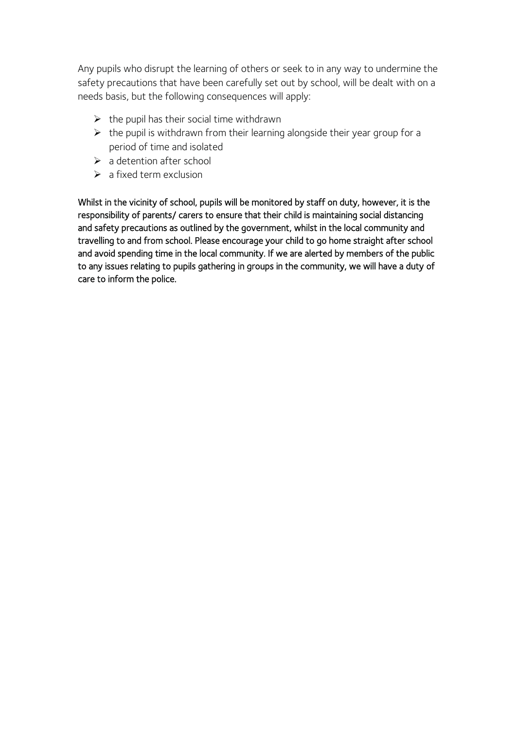Any pupils who disrupt the learning of others or seek to in any way to undermine the safety precautions that have been carefully set out by school, will be dealt with on a needs basis, but the following consequences will apply:

- the pupil has their social time withdrawn
- the pupil is withdrawn from their learning alongside their year group for a period of time and isolated
- a detention after school
- a fixed term exclusion

Whilst in the vicinity of school, pupils will be monitored by staff on duty, however, it is the responsibility of parents/ carers to ensure that their child is maintaining social distancing and safety precautions as outlined by the government, whilst in the local community and travelling to and from school. Please encourage your child to go home straight after school and avoid spending time in the local community. If we are alerted by members of the public to any issues relating to pupils gathering in groups in the community, we will have a duty of care to inform the police.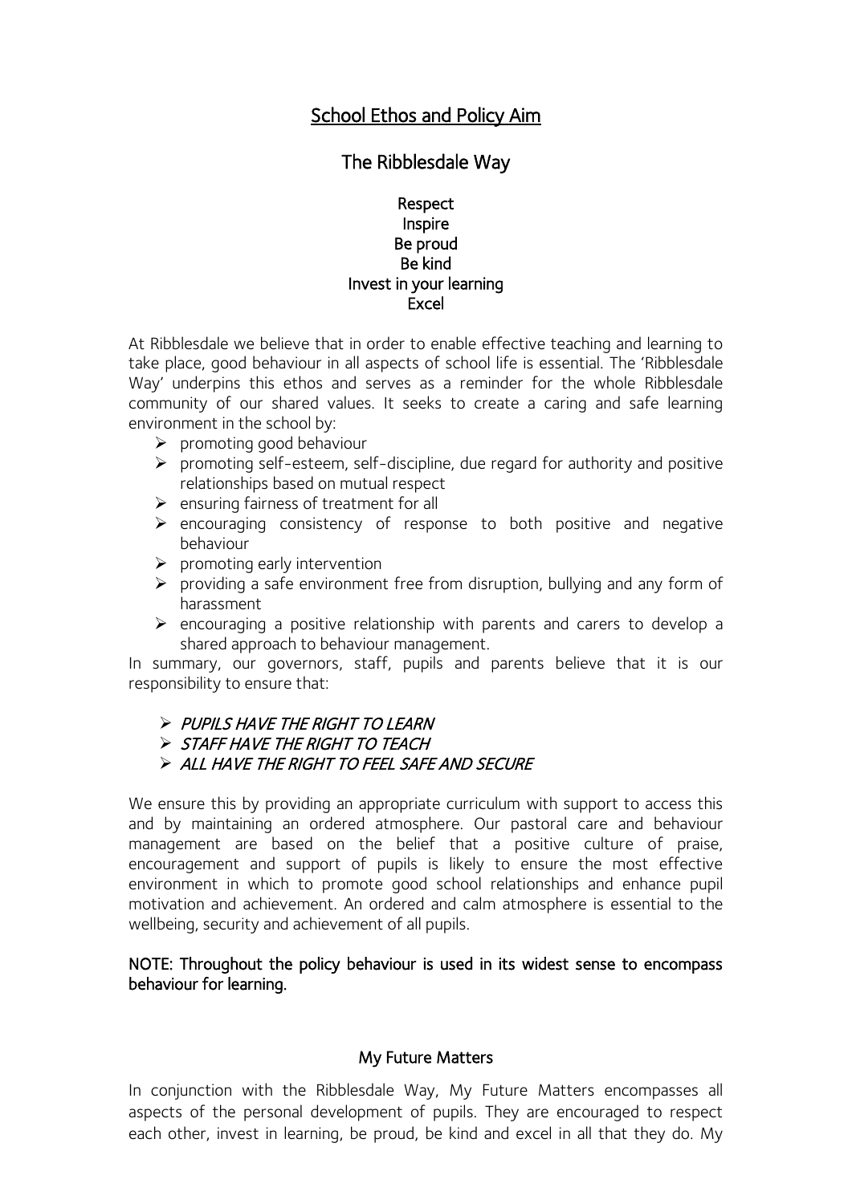# School Ethos and Policy Aim

## The Ribblesdale Way

**Respect**
**Inspire**
**Be proud**
**Be kind**
**Invest in your learning**
**Excel**

At Ribblesdale we believe that in order to enable effective teaching and learning to take place, good behaviour in all aspects of school life is essential. The 'Ribblesdale Way' underpins this ethos and serves as a reminder for the whole Ribblesdale community of our shared values. It seeks to create a caring and safe learning environment in the school by:

- promoting good behaviour
- promoting self-esteem, self-discipline, due regard for authority and positive relationships based on mutual respect
- ensuring fairness of treatment for all
- encouraging consistency of response to both positive and negative behaviour
- promoting early intervention
- providing a safe environment free from disruption, bullying and any form of harassment
- encouraging a positive relationship with parents and carers to develop a shared approach to behaviour management.

In summary, our governors, staff, pupils and parents believe that it is our responsibility to ensure that:

- *PUPILS HAVE THE RIGHT TO LEARN*
- *STAFF HAVE THE RIGHT TO TEACH*
- *ALL HAVE THE RIGHT TO FEEL SAFE AND SECURE*

We ensure this by providing an appropriate curriculum with support to access this and by maintaining an ordered atmosphere. Our pastoral care and behaviour management are based on the belief that a positive culture of praise, encouragement and support of pupils is likely to ensure the most effective environment in which to promote good school relationships and enhance pupil motivation and achievement. An ordered and calm atmosphere is essential to the wellbeing, security and achievement of all pupils.

**NOTE: Throughout the policy behaviour is used in its widest sense to encompass behaviour for learning.**

### My Future Matters

In conjunction with the Ribblesdale Way, My Future Matters encompasses all aspects of the personal development of pupils. They are encouraged to respect each other, invest in learning, be proud, be kind and excel in all that they do. My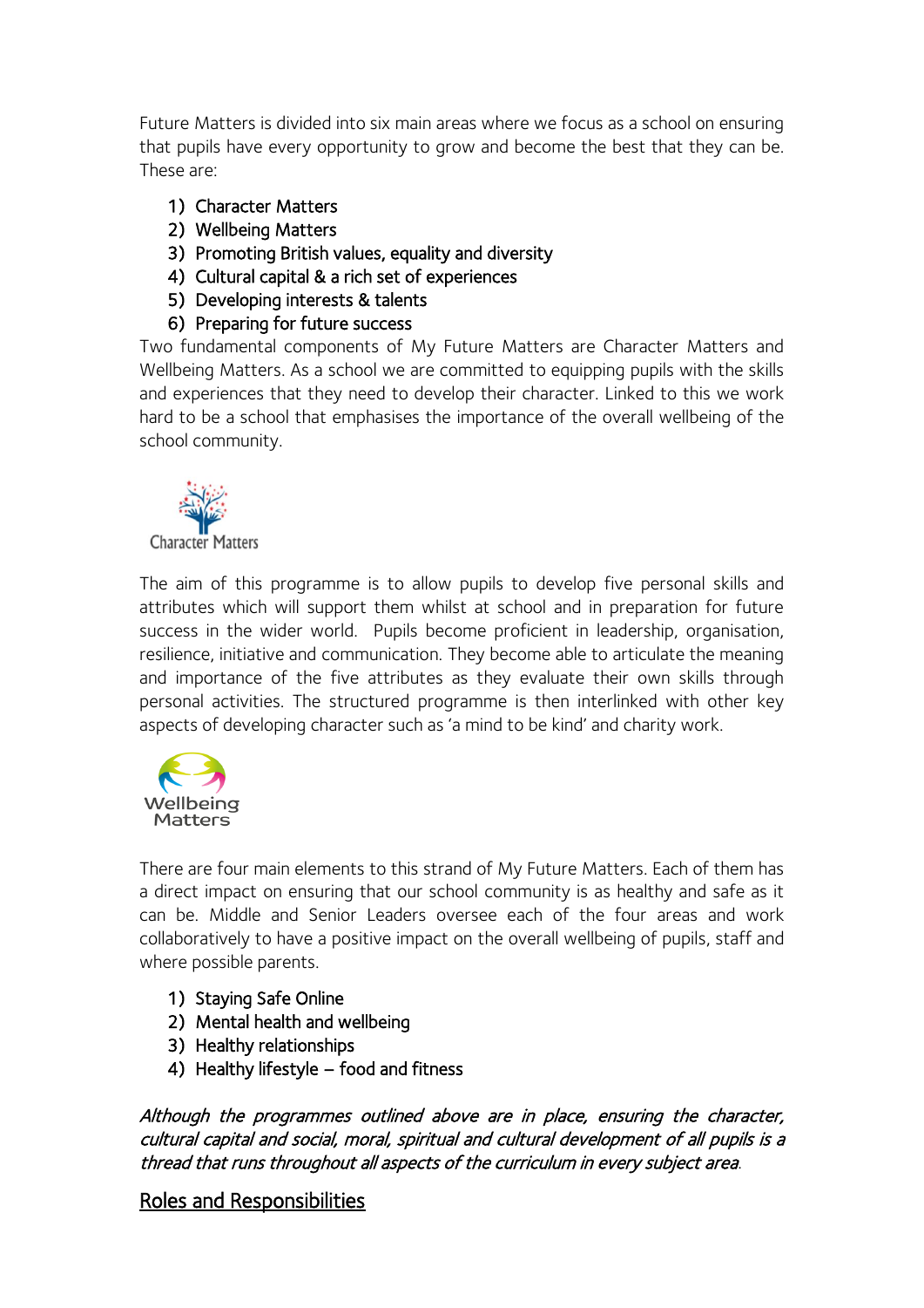Future Matters is divided into six main areas where we focus as a school on ensuring that pupils have every opportunity to grow and become the best that they can be. These are:

1) Character Matters
2) Wellbeing Matters
3) Promoting British values, equality and diversity
4) Cultural capital & a rich set of experiences
5) Developing interests & talents
6) Preparing for future success

Two fundamental components of My Future Matters are Character Matters and Wellbeing Matters. As a school we are committed to equipping pupils with the skills and experiences that they need to develop their character. Linked to this we work hard to be a school that emphasises the importance of the overall wellbeing of the school community.

Character Matters

The aim of this programme is to allow pupils to develop five personal skills and attributes which will support them whilst at school and in preparation for future success in the wider world. Pupils become proficient in leadership, organisation, resilience, initiative and communication. They become able to articulate the meaning and importance of the five attributes as they evaluate their own skills through personal activities. The structured programme is then interlinked with other key aspects of developing character such as 'a mind to be kind' and charity work.

Wellbeing Matters

There are four main elements to this strand of My Future Matters. Each of them has a direct impact on ensuring that our school community is as healthy and safe as it can be. Middle and Senior Leaders oversee each of the four areas and work collaboratively to have a positive impact on the overall wellbeing of pupils, staff and where possible parents.

1) Staying Safe Online
2) Mental health and wellbeing
3) Healthy relationships
4) Healthy lifestyle – food and fitness

*Although the programmes outlined above are in place, ensuring the character, cultural capital and social, moral, spiritual and cultural development of all pupils is a thread that runs throughout all aspects of the curriculum in every subject area.*

## Roles and Responsibilities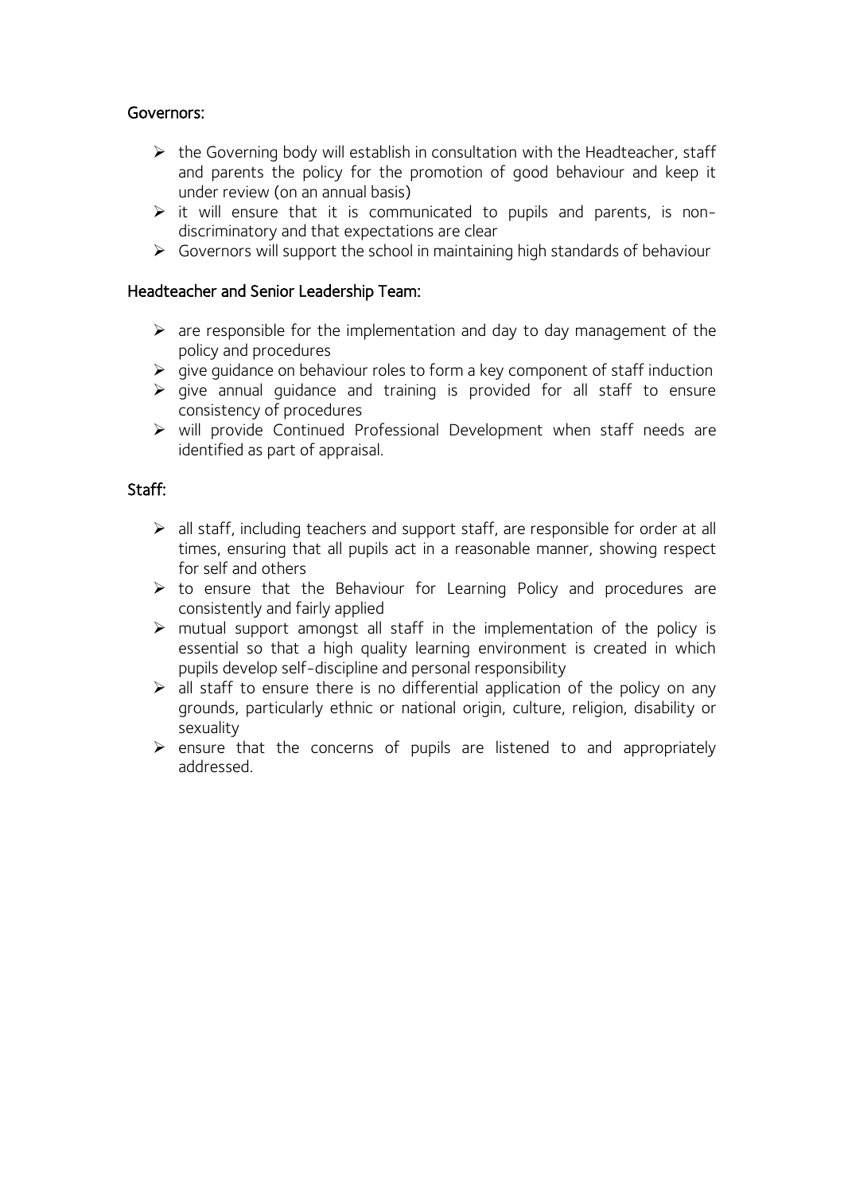### Governors:

- the Governing body will establish in consultation with the Headteacher, staff and parents the policy for the promotion of good behaviour and keep it under review (on an annual basis)
- it will ensure that it is communicated to pupils and parents, is non-discriminatory and that expectations are clear
- Governors will support the school in maintaining high standards of behaviour

### Headteacher and Senior Leadership Team:

- are responsible for the implementation and day to day management of the policy and procedures
- give guidance on behaviour roles to form a key component of staff induction
- give annual guidance and training is provided for all staff to ensure consistency of procedures
- will provide Continued Professional Development when staff needs are identified as part of appraisal.

### Staff:

- all staff, including teachers and support staff, are responsible for order at all times, ensuring that all pupils act in a reasonable manner, showing respect for self and others
- to ensure that the Behaviour for Learning Policy and procedures are consistently and fairly applied
- mutual support amongst all staff in the implementation of the policy is essential so that a high quality learning environment is created in which pupils develop self-discipline and personal responsibility
- all staff to ensure there is no differential application of the policy on any grounds, particularly ethnic or national origin, culture, religion, disability or sexuality
- ensure that the concerns of pupils are listened to and appropriately addressed.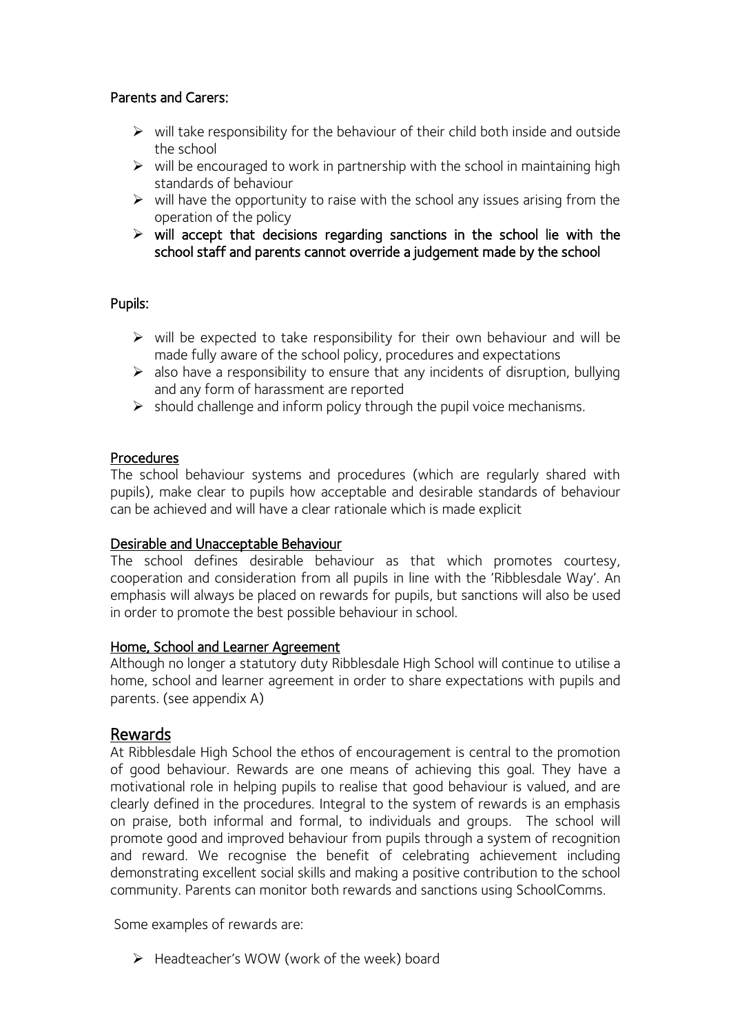### Parents and Carers:

- will take responsibility for the behaviour of their child both inside and outside the school
- will be encouraged to work in partnership with the school in maintaining high standards of behaviour
- will have the opportunity to raise with the school any issues arising from the operation of the policy
- **will accept that decisions regarding sanctions in the school lie with the school staff and parents cannot override a judgement made by the school**

### Pupils:

- will be expected to take responsibility for their own behaviour and will be made fully aware of the school policy, procedures and expectations
- also have a responsibility to ensure that any incidents of disruption, bullying and any form of harassment are reported
- should challenge and inform policy through the pupil voice mechanisms.

### Procedures

The school behaviour systems and procedures (which are regularly shared with pupils), make clear to pupils how acceptable and desirable standards of behaviour can be achieved and will have a clear rationale which is made explicit

### Desirable and Unacceptable Behaviour

The school defines desirable behaviour as that which promotes courtesy, cooperation and consideration from all pupils in line with the 'Ribblesdale Way'. An emphasis will always be placed on rewards for pupils, but sanctions will also be used in order to promote the best possible behaviour in school.

### Home, School and Learner Agreement

Although no longer a statutory duty Ribblesdale High School will continue to utilise a home, school and learner agreement in order to share expectations with pupils and parents. (see appendix A)

## Rewards

At Ribblesdale High School the ethos of encouragement is central to the promotion of good behaviour. Rewards are one means of achieving this goal. They have a motivational role in helping pupils to realise that good behaviour is valued, and are clearly defined in the procedures. Integral to the system of rewards is an emphasis on praise, both informal and formal, to individuals and groups. The school will promote good and improved behaviour from pupils through a system of recognition and reward. We recognise the benefit of celebrating achievement including demonstrating excellent social skills and making a positive contribution to the school community. Parents can monitor both rewards and sanctions using SchoolComms.

Some examples of rewards are:

- Headteacher's WOW (work of the week) board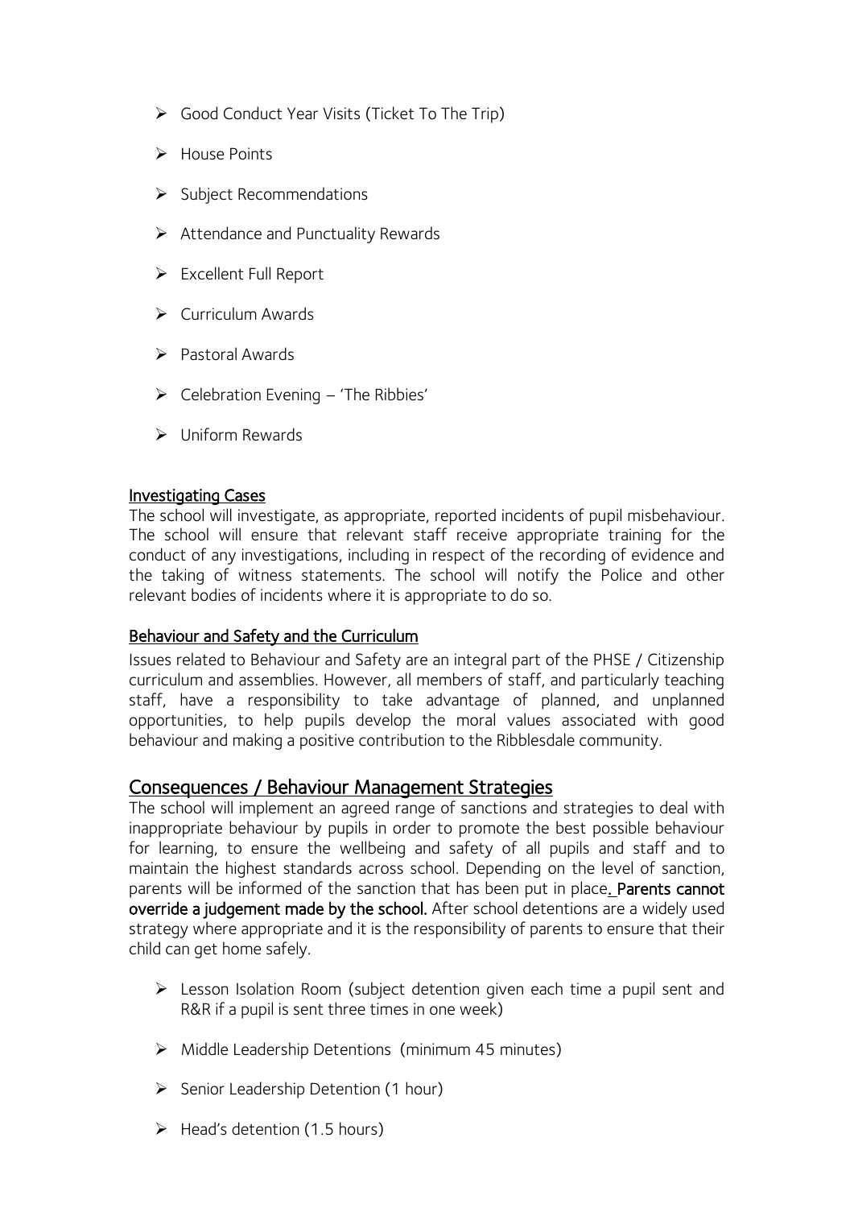- Good Conduct Year Visits (Ticket To The Trip)
- House Points
- Subject Recommendations
- Attendance and Punctuality Rewards
- Excellent Full Report
- Curriculum Awards
- Pastoral Awards
- Celebration Evening – 'The Ribbies'
- Uniform Rewards

### Investigating Cases

The school will investigate, as appropriate, reported incidents of pupil misbehaviour. The school will ensure that relevant staff receive appropriate training for the conduct of any investigations, including in respect of the recording of evidence and the taking of witness statements. The school will notify the Police and other relevant bodies of incidents where it is appropriate to do so.

### Behaviour and Safety and the Curriculum

Issues related to Behaviour and Safety are an integral part of the PHSE / Citizenship curriculum and assemblies. However, all members of staff, and particularly teaching staff, have a responsibility to take advantage of planned, and unplanned opportunities, to help pupils develop the moral values associated with good behaviour and making a positive contribution to the Ribblesdale community.

## Consequences / Behaviour Management Strategies

The school will implement an agreed range of sanctions and strategies to deal with inappropriate behaviour by pupils in order to promote the best possible behaviour for learning, to ensure the wellbeing and safety of all pupils and staff and to maintain the highest standards across school. Depending on the level of sanction, parents will be informed of the sanction that has been put in place. **Parents cannot override a judgement made by the school.** After school detentions are a widely used strategy where appropriate and it is the responsibility of parents to ensure that their child can get home safely.

- Lesson Isolation Room (subject detention given each time a pupil sent and R&R if a pupil is sent three times in one week)
- Middle Leadership Detentions (minimum 45 minutes)
- Senior Leadership Detention (1 hour)
- Head's detention (1.5 hours)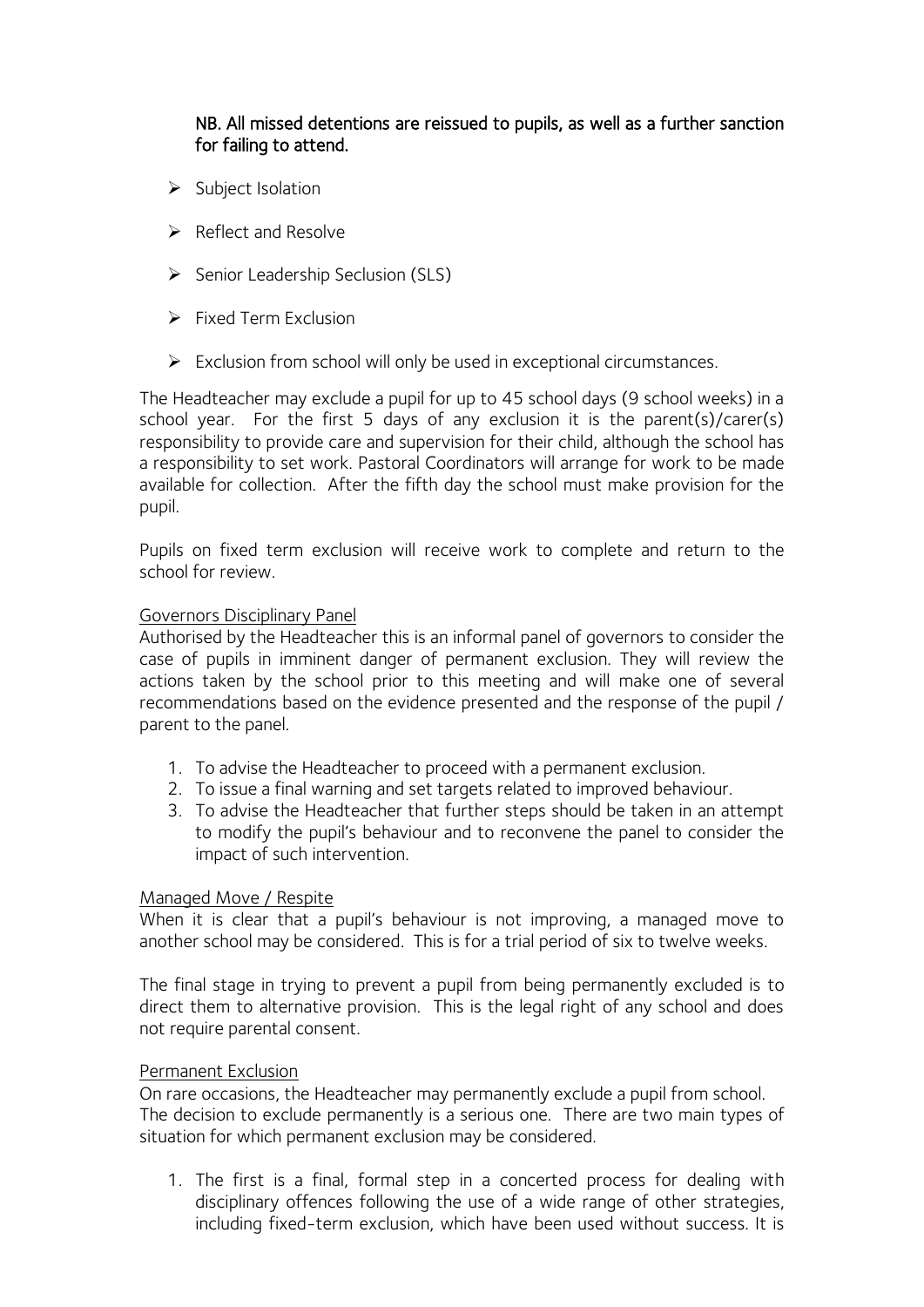**NB. All missed detentions are reissued to pupils, as well as a further sanction for failing to attend.**

- Subject Isolation
- Reflect and Resolve
- Senior Leadership Seclusion (SLS)
- Fixed Term Exclusion
- Exclusion from school will only be used in exceptional circumstances.

The Headteacher may exclude a pupil for up to 45 school days (9 school weeks) in a school year. For the first 5 days of any exclusion it is the parent(s)/carer(s) responsibility to provide care and supervision for their child, although the school has a responsibility to set work. Pastoral Coordinators will arrange for work to be made available for collection. After the fifth day the school must make provision for the pupil.

Pupils on fixed term exclusion will receive work to complete and return to the school for review.

Governors Disciplinary Panel

Authorised by the Headteacher this is an informal panel of governors to consider the case of pupils in imminent danger of permanent exclusion. They will review the actions taken by the school prior to this meeting and will make one of several recommendations based on the evidence presented and the response of the pupil / parent to the panel.

1. To advise the Headteacher to proceed with a permanent exclusion.
2. To issue a final warning and set targets related to improved behaviour.
3. To advise the Headteacher that further steps should be taken in an attempt to modify the pupil's behaviour and to reconvene the panel to consider the impact of such intervention.

Managed Move / Respite

When it is clear that a pupil's behaviour is not improving, a managed move to another school may be considered. This is for a trial period of six to twelve weeks.

The final stage in trying to prevent a pupil from being permanently excluded is to direct them to alternative provision. This is the legal right of any school and does not require parental consent.

Permanent Exclusion

On rare occasions, the Headteacher may permanently exclude a pupil from school. The decision to exclude permanently is a serious one. There are two main types of situation for which permanent exclusion may be considered.

1. The first is a final, formal step in a concerted process for dealing with disciplinary offences following the use of a wide range of other strategies, including fixed-term exclusion, which have been used without success. It is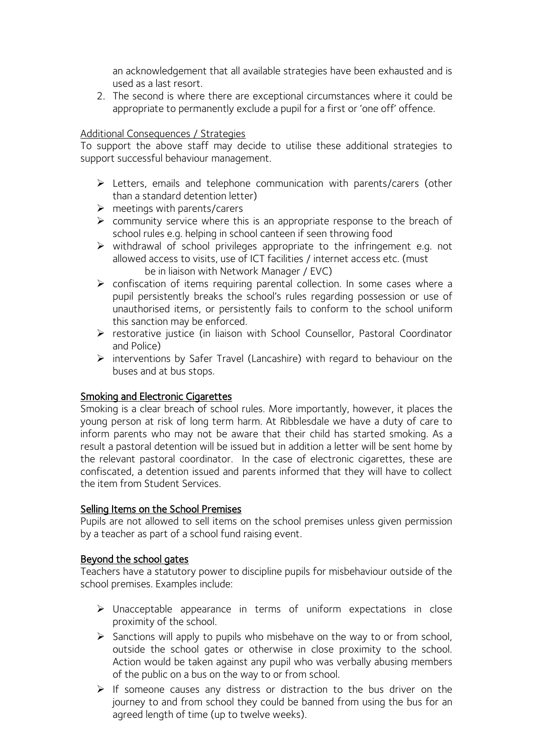an acknowledgement that all available strategies have been exhausted and is used as a last resort.

2. The second is where there are exceptional circumstances where it could be appropriate to permanently exclude a pupil for a first or 'one off' offence.

Additional Consequences / Strategies

To support the above staff may decide to utilise these additional strategies to support successful behaviour management.

- Letters, emails and telephone communication with parents/carers (other than a standard detention letter)
- meetings with parents/carers
- community service where this is an appropriate response to the breach of school rules e.g. helping in school canteen if seen throwing food
- withdrawal of school privileges appropriate to the infringement e.g. not allowed access to visits, use of ICT facilities / internet access etc. (must be in liaison with Network Manager / EVC)
- confiscation of items requiring parental collection. In some cases where a pupil persistently breaks the school's rules regarding possession or use of unauthorised items, or persistently fails to conform to the school uniform this sanction may be enforced.
- restorative justice (in liaison with School Counsellor, Pastoral Coordinator and Police)
- interventions by Safer Travel (Lancashire) with regard to behaviour on the buses and at bus stops.

## Smoking and Electronic Cigarettes

Smoking is a clear breach of school rules. More importantly, however, it places the young person at risk of long term harm. At Ribblesdale we have a duty of care to inform parents who may not be aware that their child has started smoking. As a result a pastoral detention will be issued but in addition a letter will be sent home by the relevant pastoral coordinator. In the case of electronic cigarettes, these are confiscated, a detention issued and parents informed that they will have to collect the item from Student Services.

## Selling Items on the School Premises

Pupils are not allowed to sell items on the school premises unless given permission by a teacher as part of a school fund raising event.

## Beyond the school gates

Teachers have a statutory power to discipline pupils for misbehaviour outside of the school premises. Examples include:

- Unacceptable appearance in terms of uniform expectations in close proximity of the school.
- Sanctions will apply to pupils who misbehave on the way to or from school, outside the school gates or otherwise in close proximity to the school. Action would be taken against any pupil who was verbally abusing members of the public on a bus on the way to or from school.
- If someone causes any distress or distraction to the bus driver on the journey to and from school they could be banned from using the bus for an agreed length of time (up to twelve weeks).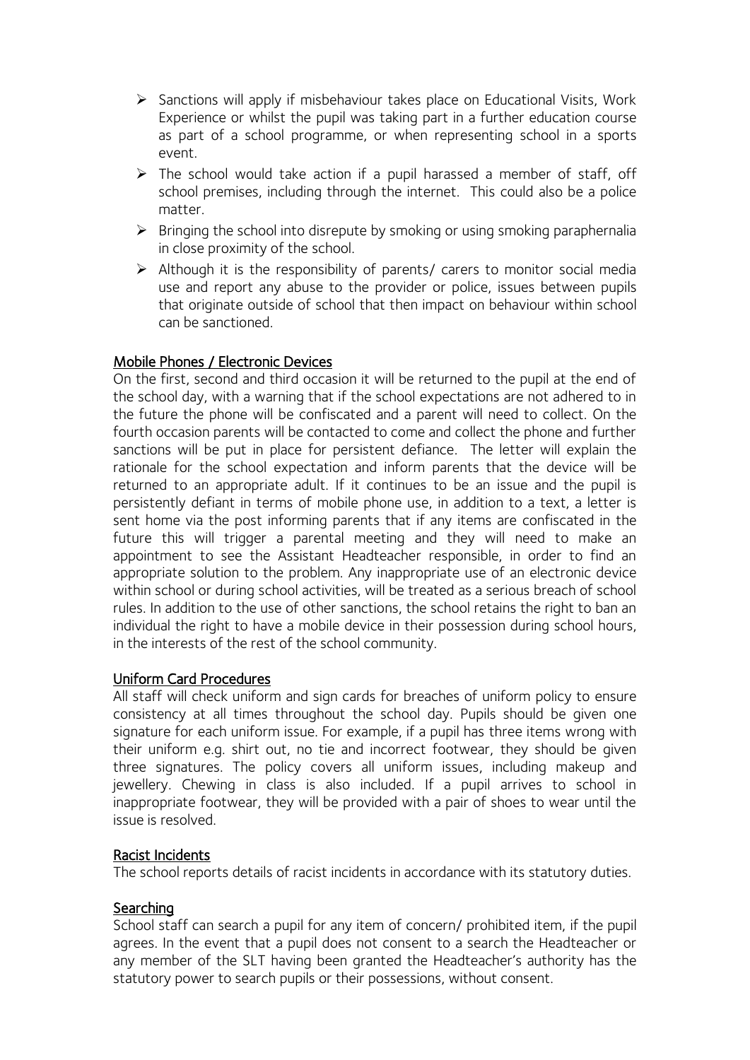- Sanctions will apply if misbehaviour takes place on Educational Visits, Work Experience or whilst the pupil was taking part in a further education course as part of a school programme, or when representing school in a sports event.
- The school would take action if a pupil harassed a member of staff, off school premises, including through the internet. This could also be a police matter.
- Bringing the school into disrepute by smoking or using smoking paraphernalia in close proximity of the school.
- Although it is the responsibility of parents/ carers to monitor social media use and report any abuse to the provider or police, issues between pupils that originate outside of school that then impact on behaviour within school can be sanctioned.

## Mobile Phones / Electronic Devices

On the first, second and third occasion it will be returned to the pupil at the end of the school day, with a warning that if the school expectations are not adhered to in the future the phone will be confiscated and a parent will need to collect. On the fourth occasion parents will be contacted to come and collect the phone and further sanctions will be put in place for persistent defiance. The letter will explain the rationale for the school expectation and inform parents that the device will be returned to an appropriate adult. If it continues to be an issue and the pupil is persistently defiant in terms of mobile phone use, in addition to a text, a letter is sent home via the post informing parents that if any items are confiscated in the future this will trigger a parental meeting and they will need to make an appointment to see the Assistant Headteacher responsible, in order to find an appropriate solution to the problem. Any inappropriate use of an electronic device within school or during school activities, will be treated as a serious breach of school rules. In addition to the use of other sanctions, the school retains the right to ban an individual the right to have a mobile device in their possession during school hours, in the interests of the rest of the school community.

## Uniform Card Procedures

All staff will check uniform and sign cards for breaches of uniform policy to ensure consistency at all times throughout the school day. Pupils should be given one signature for each uniform issue. For example, if a pupil has three items wrong with their uniform e.g. shirt out, no tie and incorrect footwear, they should be given three signatures. The policy covers all uniform issues, including makeup and jewellery. Chewing in class is also included. If a pupil arrives to school in inappropriate footwear, they will be provided with a pair of shoes to wear until the issue is resolved.

## Racist Incidents

The school reports details of racist incidents in accordance with its statutory duties.

## Searching

School staff can search a pupil for any item of concern/ prohibited item, if the pupil agrees. In the event that a pupil does not consent to a search the Headteacher or any member of the SLT having been granted the Headteacher's authority has the statutory power to search pupils or their possessions, without consent.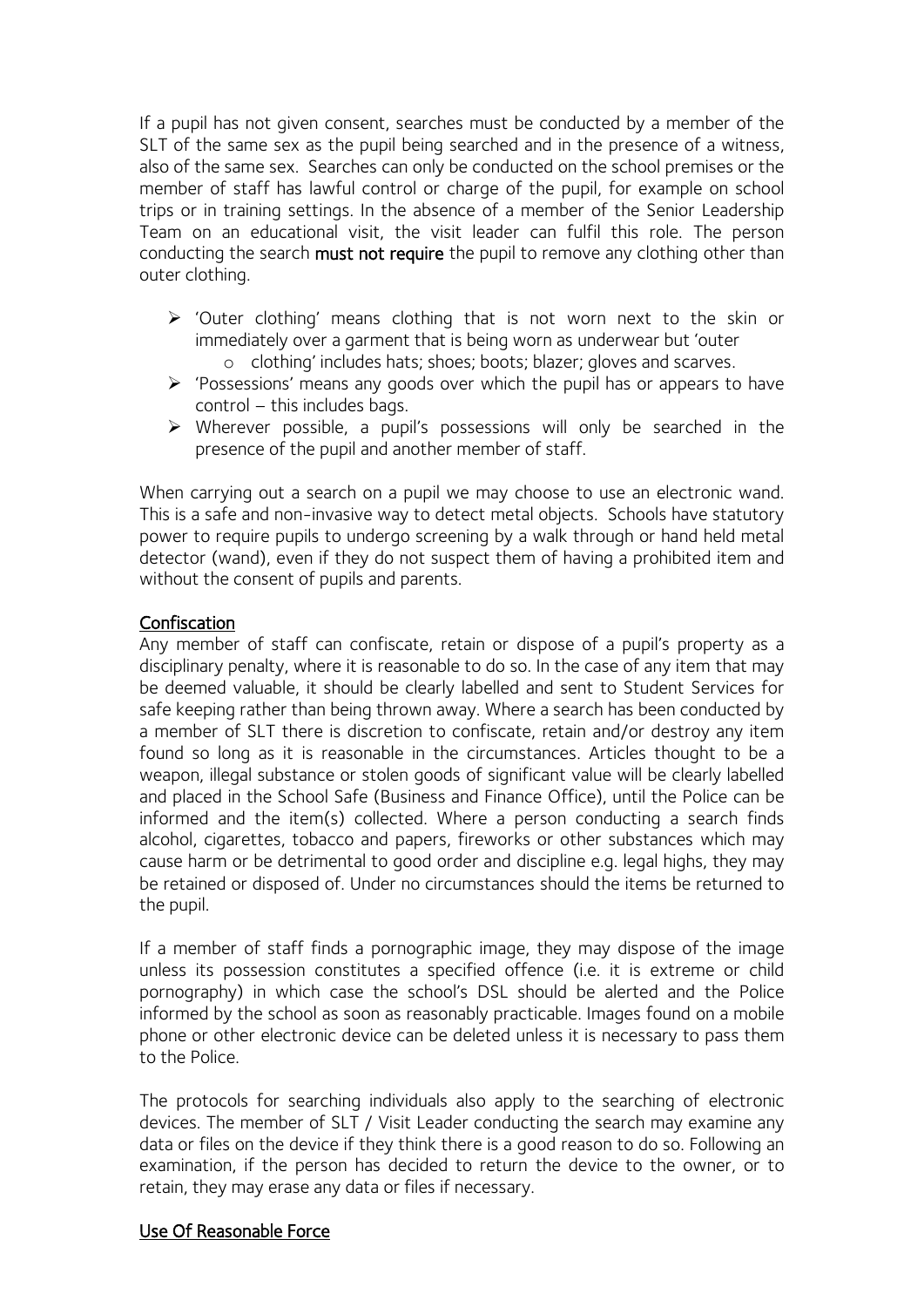If a pupil has not given consent, searches must be conducted by a member of the SLT of the same sex as the pupil being searched and in the presence of a witness, also of the same sex. Searches can only be conducted on the school premises or the member of staff has lawful control or charge of the pupil, for example on school trips or in training settings. In the absence of a member of the Senior Leadership Team on an educational visit, the visit leader can fulfil this role. The person conducting the search **must not require** the pupil to remove any clothing other than outer clothing.

- 'Outer clothing' means clothing that is not worn next to the skin or immediately over a garment that is being worn as underwear but 'outer
  - clothing' includes hats; shoes; boots; blazer; gloves and scarves.
- 'Possessions' means any goods over which the pupil has or appears to have control – this includes bags.
- Wherever possible, a pupil's possessions will only be searched in the presence of the pupil and another member of staff.

When carrying out a search on a pupil we may choose to use an electronic wand. This is a safe and non-invasive way to detect metal objects. Schools have statutory power to require pupils to undergo screening by a walk through or hand held metal detector (wand), even if they do not suspect them of having a prohibited item and without the consent of pupils and parents.

<u>Confiscation</u>

Any member of staff can confiscate, retain or dispose of a pupil's property as a disciplinary penalty, where it is reasonable to do so. In the case of any item that may be deemed valuable, it should be clearly labelled and sent to Student Services for safe keeping rather than being thrown away. Where a search has been conducted by a member of SLT there is discretion to confiscate, retain and/or destroy any item found so long as it is reasonable in the circumstances. Articles thought to be a weapon, illegal substance or stolen goods of significant value will be clearly labelled and placed in the School Safe (Business and Finance Office), until the Police can be informed and the item(s) collected. Where a person conducting a search finds alcohol, cigarettes, tobacco and papers, fireworks or other substances which may cause harm or be detrimental to good order and discipline e.g. legal highs, they may be retained or disposed of. Under no circumstances should the items be returned to the pupil.

If a member of staff finds a pornographic image, they may dispose of the image unless its possession constitutes a specified offence (i.e. it is extreme or child pornography) in which case the school's DSL should be alerted and the Police informed by the school as soon as reasonably practicable. Images found on a mobile phone or other electronic device can be deleted unless it is necessary to pass them to the Police.

The protocols for searching individuals also apply to the searching of electronic devices. The member of SLT / Visit Leader conducting the search may examine any data or files on the device if they think there is a good reason to do so. Following an examination, if the person has decided to return the device to the owner, or to retain, they may erase any data or files if necessary.

<u>Use Of Reasonable Force</u>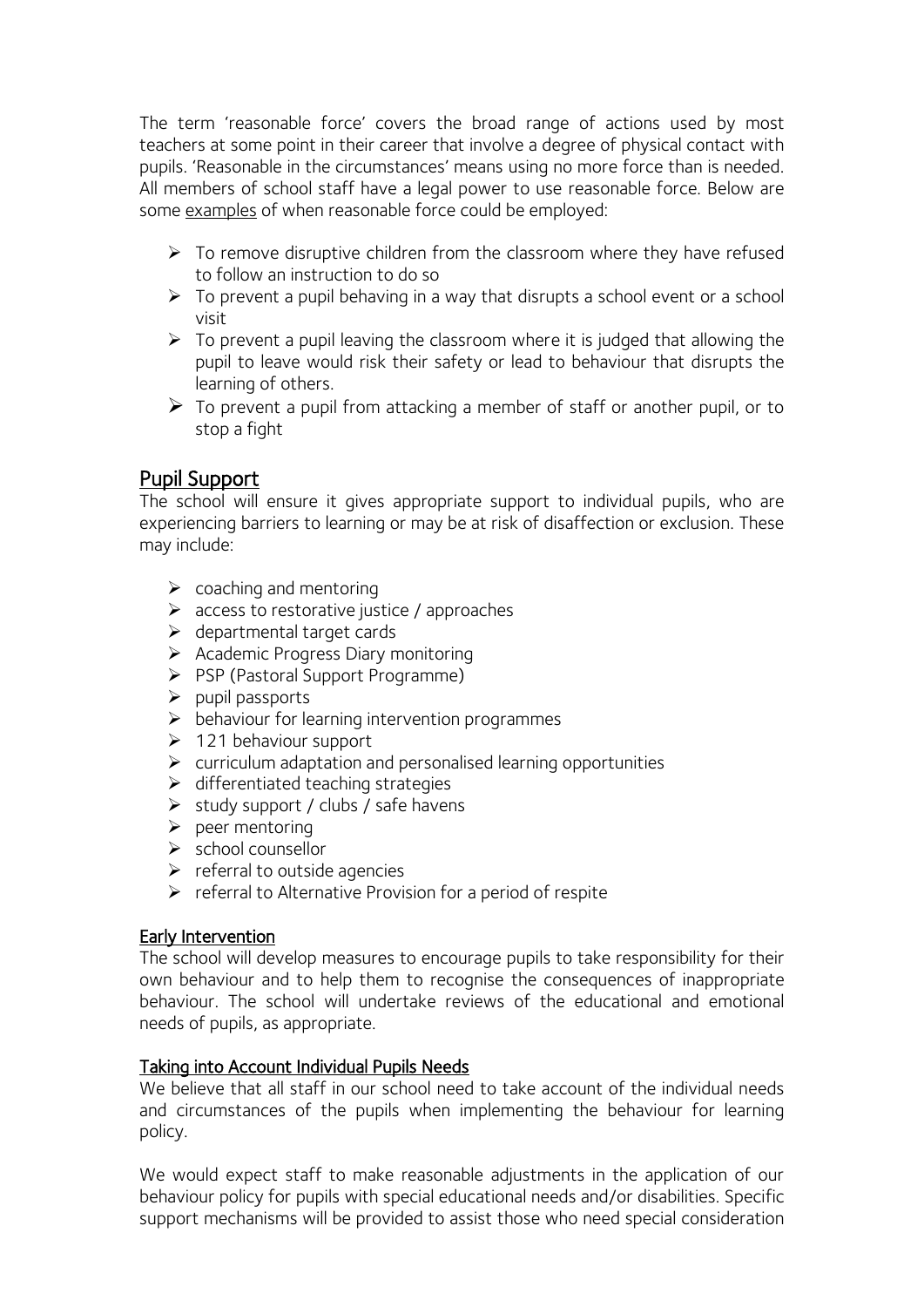The term 'reasonable force' covers the broad range of actions used by most teachers at some point in their career that involve a degree of physical contact with pupils. 'Reasonable in the circumstances' means using no more force than is needed. All members of school staff have a legal power to use reasonable force. Below are some <u>examples</u> of when reasonable force could be employed:

- To remove disruptive children from the classroom where they have refused to follow an instruction to do so
- To prevent a pupil behaving in a way that disrupts a school event or a school visit
- To prevent a pupil leaving the classroom where it is judged that allowing the pupil to leave would risk their safety or lead to behaviour that disrupts the learning of others.
- To prevent a pupil from attacking a member of staff or another pupil, or to stop a fight

## Pupil Support

The school will ensure it gives appropriate support to individual pupils, who are experiencing barriers to learning or may be at risk of disaffection or exclusion. These may include:

- coaching and mentoring
- access to restorative justice / approaches
- departmental target cards
- Academic Progress Diary monitoring
- PSP (Pastoral Support Programme)
- pupil passports
- behaviour for learning intervention programmes
- 121 behaviour support
- curriculum adaptation and personalised learning opportunities
- differentiated teaching strategies
- study support / clubs / safe havens
- peer mentoring
- school counsellor
- referral to outside agencies
- referral to Alternative Provision for a period of respite

### Early Intervention

The school will develop measures to encourage pupils to take responsibility for their own behaviour and to help them to recognise the consequences of inappropriate behaviour. The school will undertake reviews of the educational and emotional needs of pupils, as appropriate.

### Taking into Account Individual Pupils Needs

We believe that all staff in our school need to take account of the individual needs and circumstances of the pupils when implementing the behaviour for learning policy.

We would expect staff to make reasonable adjustments in the application of our behaviour policy for pupils with special educational needs and/or disabilities. Specific support mechanisms will be provided to assist those who need special consideration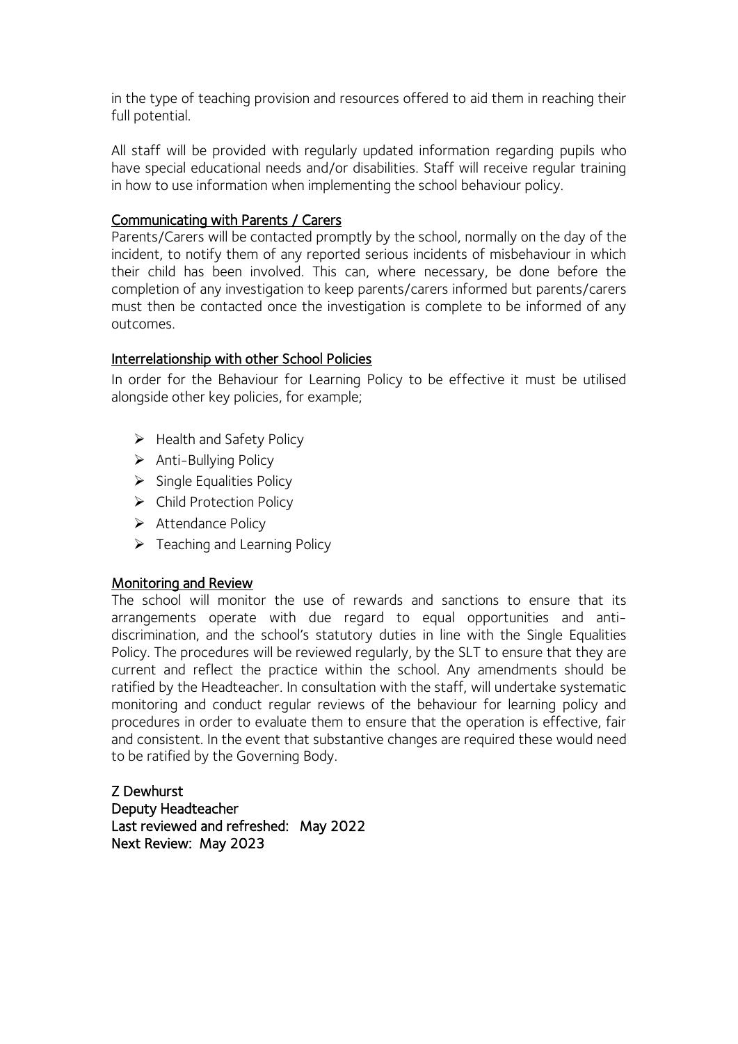in the type of teaching provision and resources offered to aid them in reaching their full potential.

All staff will be provided with regularly updated information regarding pupils who have special educational needs and/or disabilities. Staff will receive regular training in how to use information when implementing the school behaviour policy.

## Communicating with Parents / Carers

Parents/Carers will be contacted promptly by the school, normally on the day of the incident, to notify them of any reported serious incidents of misbehaviour in which their child has been involved. This can, where necessary, be done before the completion of any investigation to keep parents/carers informed but parents/carers must then be contacted once the investigation is complete to be informed of any outcomes.

## Interrelationship with other School Policies

In order for the Behaviour for Learning Policy to be effective it must be utilised alongside other key policies, for example;

- Health and Safety Policy
- Anti-Bullying Policy
- Single Equalities Policy
- Child Protection Policy
- Attendance Policy
- Teaching and Learning Policy

## Monitoring and Review

The school will monitor the use of rewards and sanctions to ensure that its arrangements operate with due regard to equal opportunities and anti-discrimination, and the school's statutory duties in line with the Single Equalities Policy. The procedures will be reviewed regularly, by the SLT to ensure that they are current and reflect the practice within the school. Any amendments should be ratified by the Headteacher. In consultation with the staff, will undertake systematic monitoring and conduct regular reviews of the behaviour for learning policy and procedures in order to evaluate them to ensure that the operation is effective, fair and consistent. In the event that substantive changes are required these would need to be ratified by the Governing Body.

**Z Dewhurst**
**Deputy Headteacher**
**Last reviewed and refreshed: May 2022**
**Next Review: May 2023**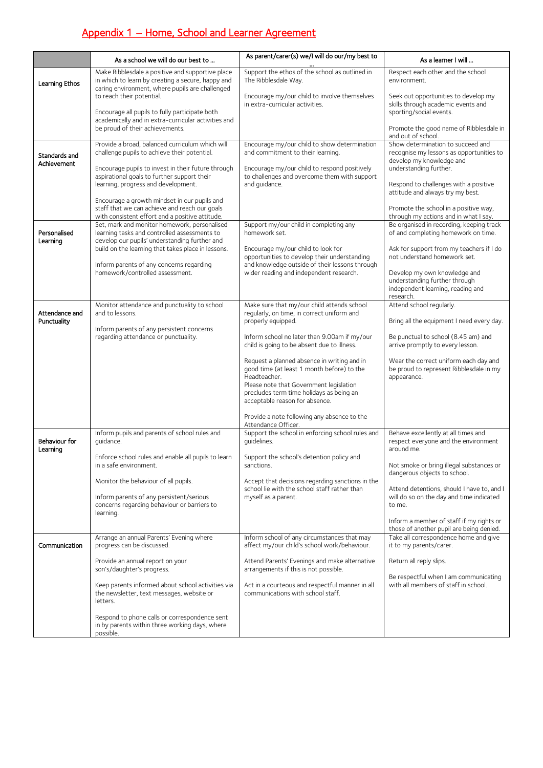## Appendix 1 – Home, School and Learner Agreement

| | As a school we will do our best to … | As parent/carer(s) we/I will do our/my best to … | As a learner I will … |
|---|---|---|---|
| **Learning Ethos** | Make Ribblesdale a positive and supportive place in which to learn by creating a secure, happy and caring environment, where pupils are challenged to reach their potential.<br><br>Encourage all pupils to fully participate both academically and in extra-curricular activities and be proud of their achievements. | Support the ethos of the school as outlined in The Ribblesdale Way.<br><br>Encourage my/our child to involve themselves in extra-curricular activities. | Respect each other and the school environment.<br><br>Seek out opportunities to develop my skills through academic events and sporting/social events.<br><br>Promote the good name of Ribblesdale in and out of school. |
| **Standards and Achievement** | Provide a broad, balanced curriculum which will challenge pupils to achieve their potential.<br><br>Encourage pupils to invest in their future through aspirational goals to further support their learning, progress and development.<br><br>Encourage a growth mindset in our pupils and staff that we can achieve and reach our goals with consistent effort and a positive attitude. | Encourage my/our child to show determination and commitment to their learning.<br><br>Encourage my/our child to respond positively to challenges and overcome them with support and guidance. | Show determination to succeed and recognise my lessons as opportunities to develop my knowledge and understanding further.<br><br>Respond to challenges with a positive attitude and always try my best.<br><br>Promote the school in a positive way, through my actions and in what I say. |
| **Personalised Learning** | Set, mark and monitor homework, personalised learning tasks and controlled assessments to develop our pupils' understanding further and build on the learning that takes place in lessons.<br><br>Inform parents of any concerns regarding homework/controlled assessment. | Support my/our child in completing any homework set.<br><br>Encourage my/our child to look for opportunities to develop their understanding and knowledge outside of their lessons through wider reading and independent research. | Be organised in recording, keeping track of and completing homework on time.<br><br>Ask for support from my teachers if I do not understand homework set.<br><br>Develop my own knowledge and understanding further through independent learning, reading and research. |
| **Attendance and Punctuality** | Monitor attendance and punctuality to school and to lessons.<br><br>Inform parents of any persistent concerns regarding attendance or punctuality. | Make sure that my/our child attends school regularly, on time, in correct uniform and properly equipped.<br><br>Inform school no later than 9.00am if my/our child is going to be absent due to illness.<br><br>Request a planned absence in writing and in good time (at least 1 month before) to the Headteacher.<br>Please note that Government legislation precludes term time holidays as being an acceptable reason for absence.<br><br>Provide a note following any absence to the Attendance Officer. | Attend school regularly.<br><br>Bring all the equipment I need every day.<br><br>Be punctual to school (8.45 am) and arrive promptly to every lesson.<br><br>Wear the correct uniform each day and be proud to represent Ribblesdale in my appearance. |
| **Behaviour for Learning** | Inform pupils and parents of school rules and guidance.<br><br>Enforce school rules and enable all pupils to learn in a safe environment.<br><br>Monitor the behaviour of all pupils.<br><br>Inform parents of any persistent/serious concerns regarding behaviour or barriers to learning. | Support the school in enforcing school rules and guidelines.<br><br>Support the school's detention policy and sanctions.<br><br>Accept that decisions regarding sanctions in the school lie with the school staff rather than myself as a parent. | Behave excellently at all times and respect everyone and the environment around me.<br><br>Not smoke or bring illegal substances or dangerous objects to school.<br><br>Attend detentions, should I have to, and I will do so on the day and time indicated to me.<br><br>Inform a member of staff if my rights or those of another pupil are being denied. |
| **Communication** | Arrange an annual Parents' Evening where progress can be discussed.<br><br>Provide an annual report on your son's/daughter's progress.<br><br>Keep parents informed about school activities via the newsletter, text messages, website or letters.<br><br>Respond to phone calls or correspondence sent in by parents within three working days, where possible. | Inform school of any circumstances that may affect my/our child's school work/behaviour.<br><br>Attend Parents' Evenings and make alternative arrangements if this is not possible.<br><br>Act in a courteous and respectful manner in all communications with school staff. | Take all correspondence home and give it to my parents/carer.<br><br>Return all reply slips.<br><br>Be respectful when I am communicating with all members of staff in school. |